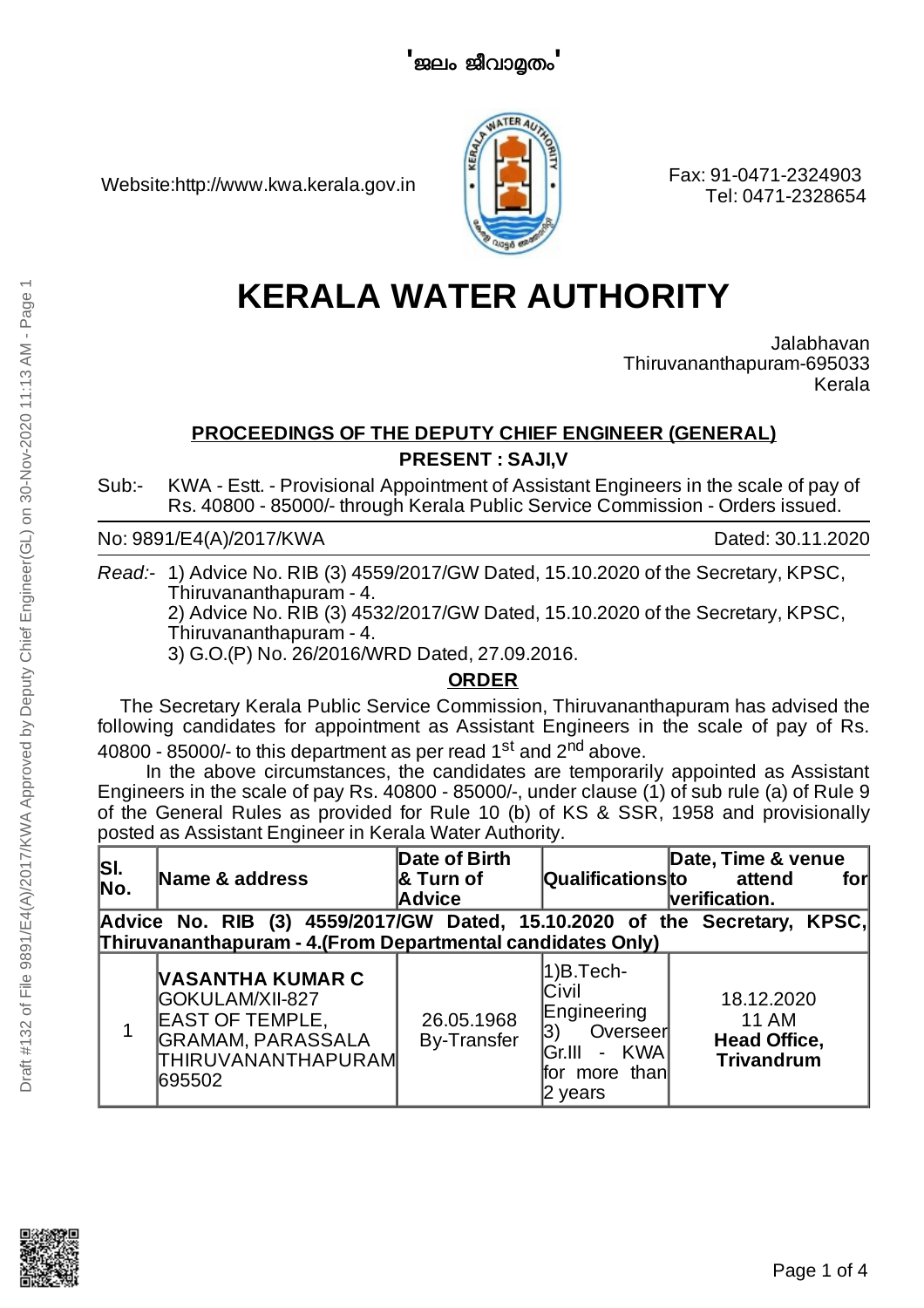'ജലം ജീവാമൃതം'

Website:http://www.kwa.kerala.gov.in

Fax: 91-0471-2324903
Tel: 0471-2328654

# KERALA WATER AUTHORITY

Jalabhavan
Thiruvananthapuram-695033
Kerala

**PROCEEDINGS OF THE DEPUTY CHIEF ENGINEER (GENERAL)**

**PRESENT : SAJI,V**

Sub:- KWA - Estt. - Provisional Appointment of Assistant Engineers in the scale of pay of Rs. 40800 - 85000/- through Kerala Public Service Commission - Orders issued.

No: 9891/E4(A)/2017/KWA | Dated: 30.11.2020

*Read:-* 1) Advice No. RIB (3) 4559/2017/GW Dated, 15.10.2020 of the Secretary, KPSC, Thiruvananthapuram - 4.
2) Advice No. RIB (3) 4532/2017/GW Dated, 15.10.2020 of the Secretary, KPSC, Thiruvananthapuram - 4.
3) G.O.(P) No. 26/2016/WRD Dated, 27.09.2016.

**ORDER**

The Secretary Kerala Public Service Commission, Thiruvananthapuram has advised the following candidates for appointment as Assistant Engineers in the scale of pay of Rs. 40800 - 85000/- to this department as per read 1st and 2nd above.

In the above circumstances, the candidates are temporarily appointed as Assistant Engineers in the scale of pay Rs. 40800 - 85000/-, under clause (1) of sub rule (a) of Rule 9 of the General Rules as provided for Rule 10 (b) of KS & SSR, 1958 and provisionally posted as Assistant Engineer in Kerala Water Authority.

| Sl. No. | Name & address | Date of Birth & Turn of Advice | Qualifications | Date, Time & venue to attend for verification. |
|---|---|---|---|---|
| **Advice No. RIB (3) 4559/2017/GW Dated, 15.10.2020 of the Secretary, KPSC, Thiruvananthapuram - 4.(From Departmental candidates Only)** | | | | |
| 1 | **VASANTHA KUMAR C**<br>GOKULAM/XII-827<br>EAST OF TEMPLE,<br>GRAMAM, PARASSALA<br>THIRUVANANTHAPURAM<br>695502 | 26.05.1968<br>By-Transfer | 1)B.Tech-Civil Engineering<br>3) Overseer Gr.III - KWA for more than 2 years | 18.12.2020<br>11 AM<br>**Head Office, Trivandrum** |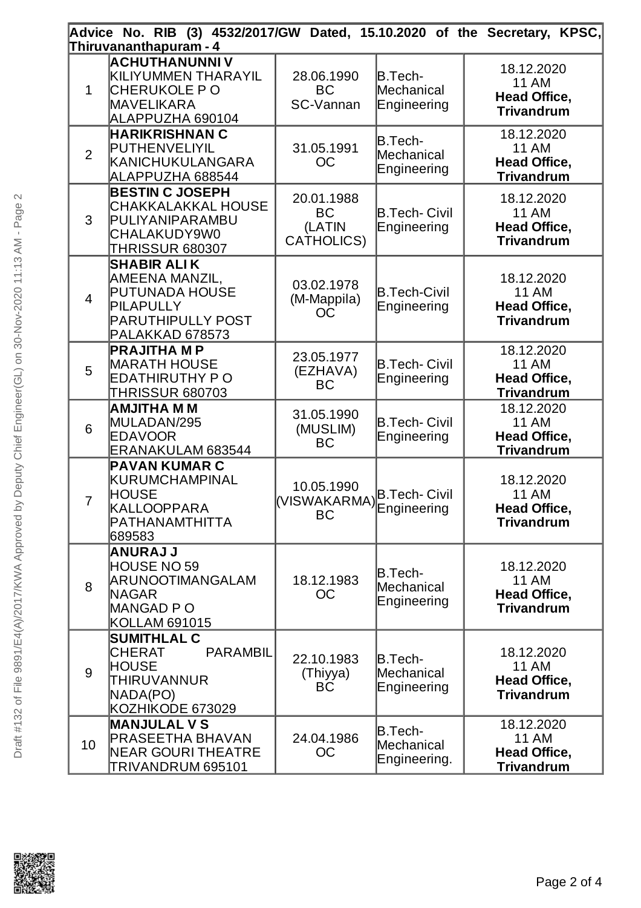**Advice No. RIB (3) 4532/2017/GW Dated, 15.10.2020 of the Secretary, KPSC, Thiruvananthapuram - 4**

| | | | | |
|---|---|---|---|---|
| 1 | **ACHUTHANUNNI V**<br>KILIYUMMEN THARAYIL<br>CHERUKOLE P O<br>MAVELIKARA<br>ALAPPUZHA 690104 | 28.06.1990<br>BC<br>SC-Vannan | B.Tech-Mechanical Engineering | 18.12.2020<br>11 AM<br>**Head Office, Trivandrum** |
| 2 | **HARIKRISHNAN C**<br>PUTHENVELIYIL<br>KANICHUKULANGARA<br>ALAPPUZHA 688544 | 31.05.1991<br>OC | B.Tech-Mechanical Engineering | 18.12.2020<br>11 AM<br>**Head Office, Trivandrum** |
| 3 | **BESTIN C JOSEPH**<br>CHAKKALAKKAL HOUSE<br>PULIYANIPARAMBU<br>CHALAKUDY9W0<br>THRISSUR 680307 | 20.01.1988<br>BC<br>(LATIN CATHOLICS) | B.Tech- Civil Engineering | 18.12.2020<br>11 AM<br>**Head Office, Trivandrum** |
| 4 | **SHABIR ALI K**<br>AMEENA MANZIL,<br>PUTUNADA HOUSE<br>PILAPULLY<br>PARUTHIPULLY POST<br>PALAKKAD 678573 | 03.02.1978<br>(M-Mappila)<br>OC | B.Tech-Civil Engineering | 18.12.2020<br>11 AM<br>**Head Office, Trivandrum** |
| 5 | **PRAJITHA M P**<br>MARATH HOUSE<br>EDATHIRUTHY P O<br>THRISSUR 680703 | 23.05.1977<br>(EZHAVA)<br>BC | B.Tech- Civil Engineering | 18.12.2020<br>11 AM<br>**Head Office, Trivandrum** |
| 6 | **AMJITHA M M**<br>MULADAN/295<br>EDAVOOR<br>ERANAKULAM 683544 | 31.05.1990<br>(MUSLIM)<br>BC | B.Tech- Civil Engineering | 18.12.2020<br>11 AM<br>**Head Office, Trivandrum** |
| 7 | **PAVAN KUMAR C**<br>KURUMCHAMPINAL HOUSE<br>KALLOOPPARA<br>PATHANAMTHITTA 689583 | 10.05.1990<br>(VISWAKARMA)<br>BC | B.Tech- Civil Engineering | 18.12.2020<br>11 AM<br>**Head Office, Trivandrum** |
| 8 | **ANURAJ J**<br>HOUSE NO 59<br>ARUNOOTIMANGALAM NAGAR<br>MANGAD P O<br>KOLLAM 691015 | 18.12.1983<br>OC | B.Tech-Mechanical Engineering | 18.12.2020<br>11 AM<br>**Head Office, Trivandrum** |
| 9 | **SUMITHLAL C**<br>CHERAT PARAMBIL HOUSE<br>THIRUVANNUR NADA(PO)<br>KOZHIKODE 673029 | 22.10.1983<br>(Thiyya)<br>BC | B.Tech-Mechanical Engineering | 18.12.2020<br>11 AM<br>**Head Office, Trivandrum** |
| 10 | **MANJULAL V S**<br>PRASEETHA BHAVAN<br>NEAR GOURI THEATRE<br>TRIVANDRUM 695101 | 24.04.1986<br>OC | B.Tech-Mechanical Engineering. | 18.12.2020<br>11 AM<br>**Head Office, Trivandrum** |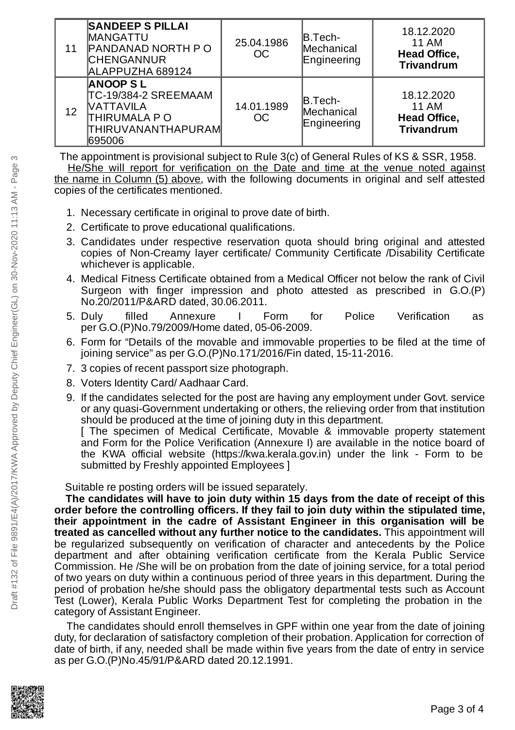| | | | | |
|---|---|---|---|---|
| 11 | **SANDEEP S PILLAI**<br>MANGATTU<br>PANDANAD NORTH P O<br>CHENGANNUR<br>ALAPPUZHA 689124 | 25.04.1986<br>OC | B.Tech-<br>Mechanical<br>Engineering | 18.12.2020<br>11 AM<br>**Head Office, Trivandrum** |
| 12 | **ANOOP S L**<br>TC-19/384-2 SREEMAAM<br>VATTAVILA<br>THIRUMALA P O<br>THIRUVANANTHAPURAM<br>695006 | 14.01.1989<br>OC | B.Tech-<br>Mechanical<br>Engineering | 18.12.2020<br>11 AM<br>**Head Office, Trivandrum** |

The appointment is provisional subject to Rule 3(c) of General Rules of KS & SSR, 1958.

He/She will report for verification on the Date and time at the venue noted against the name in Column (5) above, with the following documents in original and self attested copies of the certificates mentioned.

1. Necessary certificate in original to prove date of birth.
2. Certificate to prove educational qualifications.
3. Candidates under respective reservation quota should bring original and attested copies of Non-Creamy layer certificate/ Community Certificate /Disability Certificate whichever is applicable.
4. Medical Fitness Certificate obtained from a Medical Officer not below the rank of Civil Surgeon with finger impression and photo attested as prescribed in G.O.(P) No.20/2011/P&ARD dated, 30.06.2011.
5. Duly filled Annexure I Form for Police Verification as per G.O.(P)No.79/2009/Home dated, 05-06-2009.
6. Form for "Details of the movable and immovable properties to be filed at the time of joining service" as per G.O.(P)No.171/2016/Fin dated, 15-11-2016.
7. 3 copies of recent passport size photograph.
8. Voters Identity Card/ Aadhaar Card.
9. If the candidates selected for the post are having any employment under Govt. service or any quasi-Government undertaking or others, the relieving order from that institution should be produced at the time of joining duty in this department.

   [ The specimen of Medical Certificate, Movable & immovable property statement and Form for the Police Verification (Annexure I) are available in the notice board of the KWA official website (https://kwa.kerala.gov.in) under the link - Form to be submitted by Freshly appointed Employees ]

Suitable re posting orders will be issued separately.

**The candidates will have to join duty within 15 days from the date of receipt of this order before the controlling officers. If they fail to join duty within the stipulated time, their appointment in the cadre of Assistant Engineer in this organisation will be treated as cancelled without any further notice to the candidates.** This appointment will be regularized subsequently on verification of character and antecedents by the Police department and after obtaining verification certificate from the Kerala Public Service Commission. He /She will be on probation from the date of joining service, for a total period of two years on duty within a continuous period of three years in this department. During the period of probation he/she should pass the obligatory departmental tests such as Account Test (Lower), Kerala Public Works Department Test for completing the probation in the category of Assistant Engineer.

The candidates should enroll themselves in GPF within one year from the date of joining duty, for declaration of satisfactory completion of their probation. Application for correction of date of birth, if any, needed shall be made within five years from the date of entry in service as per G.O.(P)No.45/91/P&ARD dated 20.12.1991.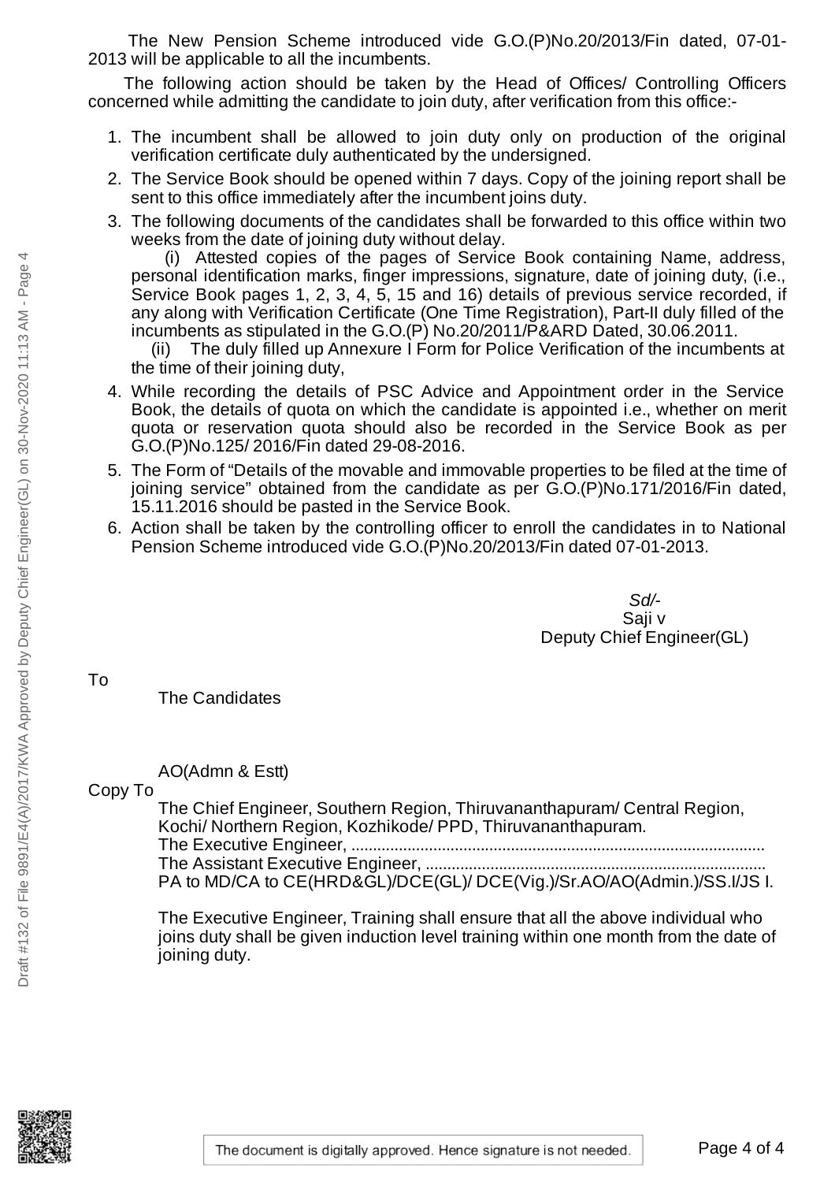The New Pension Scheme introduced vide G.O.(P)No.20/2013/Fin dated, 07-01-2013 will be applicable to all the incumbents.

The following action should be taken by the Head of Offices/ Controlling Officers concerned while admitting the candidate to join duty, after verification from this office:-

1. The incumbent shall be allowed to join duty only on production of the original verification certificate duly authenticated by the undersigned.
2. The Service Book should be opened within 7 days. Copy of the joining report shall be sent to this office immediately after the incumbent joins duty.
3. The following documents of the candidates shall be forwarded to this office within two weeks from the date of joining duty without delay.

   (i) Attested copies of the pages of Service Book containing Name, address, personal identification marks, finger impressions, signature, date of joining duty, (i.e., Service Book pages 1, 2, 3, 4, 5, 15 and 16) details of previous service recorded, if any along with Verification Certificate (One Time Registration), Part-II duly filled of the incumbents as stipulated in the G.O.(P) No.20/2011/P&ARD Dated, 30.06.2011.

   (ii) The duly filled up Annexure I Form for Police Verification of the incumbents at the time of their joining duty,
4. While recording the details of PSC Advice and Appointment order in the Service Book, the details of quota on which the candidate is appointed i.e., whether on merit quota or reservation quota should also be recorded in the Service Book as per G.O.(P)No.125/ 2016/Fin dated 29-08-2016.
5. The Form of "Details of the movable and immovable properties to be filed at the time of joining service" obtained from the candidate as per G.O.(P)No.171/2016/Fin dated, 15.11.2016 should be pasted in the Service Book.
6. Action shall be taken by the controlling officer to enroll the candidates in to National Pension Scheme introduced vide G.O.(P)No.20/2013/Fin dated 07-01-2013.

*Sd/-*
Saji v
Deputy Chief Engineer(GL)

To

The Candidates

AO(Admn & Estt)

Copy To

The Chief Engineer, Southern Region, Thiruvananthapuram/ Central Region, Kochi/ Northern Region, Kozhikode/ PPD, Thiruvananthapuram.
The Executive Engineer, ..............................................................................................
The Assistant Executive Engineer, .............................................................................
PA to MD/CA to CE(HRD&GL)/DCE(GL)/ DCE(Vig.)/Sr.AO/AO(Admin.)/SS.I/JS I.

The Executive Engineer, Training shall ensure that all the above individual who joins duty shall be given induction level training within one month from the date of joining duty.

The document is digitally approved. Hence signature is not needed.